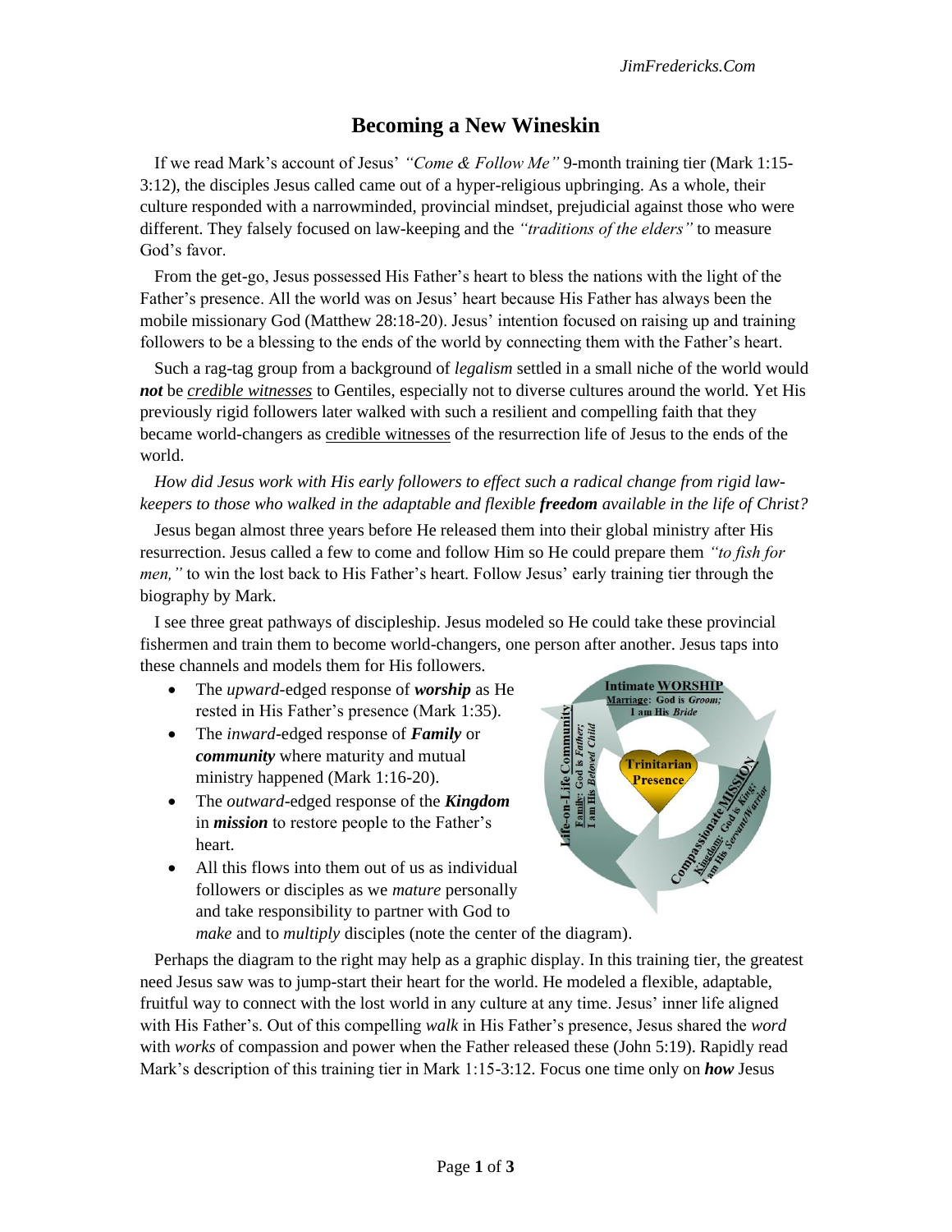# Becoming a New Wineskin

If we read Mark's account of Jesus' *"Come & Follow Me"* 9-month training tier (Mark 1:15-3:12), the disciples Jesus called came out of a hyper-religious upbringing. As a whole, their culture responded with a narrowminded, provincial mindset, prejudicial against those who were different. They falsely focused on law-keeping and the *"traditions of the elders"* to measure God's favor.

From the get-go, Jesus possessed His Father's heart to bless the nations with the light of the Father's presence. All the world was on Jesus' heart because His Father has always been the mobile missionary God (Matthew 28:18-20). Jesus' intention focused on raising up and training followers to be a blessing to the ends of the world by connecting them with the Father's heart.

Such a rag-tag group from a background of *legalism* settled in a small niche of the world would ***not*** be *credible witnesses* to Gentiles, especially not to diverse cultures around the world. Yet His previously rigid followers later walked with such a resilient and compelling faith that they became world-changers as credible witnesses of the resurrection life of Jesus to the ends of the world.

*How did Jesus work with His early followers to effect such a radical change from rigid law-keepers to those who walked in the adaptable and flexible* ***freedom*** *available in the life of Christ?*

Jesus began almost three years before He released them into their global ministry after His resurrection. Jesus called a few to come and follow Him so He could prepare them *"to fish for men,"* to win the lost back to His Father's heart. Follow Jesus' early training tier through the biography by Mark.

I see three great pathways of discipleship. Jesus modeled so He could take these provincial fishermen and train them to become world-changers, one person after another. Jesus taps into these channels and models them for His followers.

- The *upward*-edged response of ***worship*** as He rested in His Father's presence (Mark 1:35).
- The *inward*-edged response of ***Family*** or ***community*** where maturity and mutual ministry happened (Mark 1:16-20).
- The *outward*-edged response of the ***Kingdom*** in ***mission*** to restore people to the Father's heart.
- All this flows into them out of us as individual followers or disciples as we *mature* personally and take responsibility to partner with God to *make* and to *multiply* disciples (note the center of the diagram).

Intimate WORSHIP — Marriage: God is *Groom;* I am His *Bride*

Life-on-Life Community — Family: God is *Father;* I am His *Beloved Child*

Compassionate MISSION — Kingdom: God is *King;* I am His *Servant/Warrior*

Trinitarian Presence

Perhaps the diagram to the right may help as a graphic display. In this training tier, the greatest need Jesus saw was to jump-start their heart for the world. He modeled a flexible, adaptable, fruitful way to connect with the lost world in any culture at any time. Jesus' inner life aligned with His Father's. Out of this compelling *walk* in His Father's presence, Jesus shared the *word* with *works* of compassion and power when the Father released these (John 5:19). Rapidly read Mark's description of this training tier in Mark 1:15-3:12. Focus one time only on ***how*** Jesus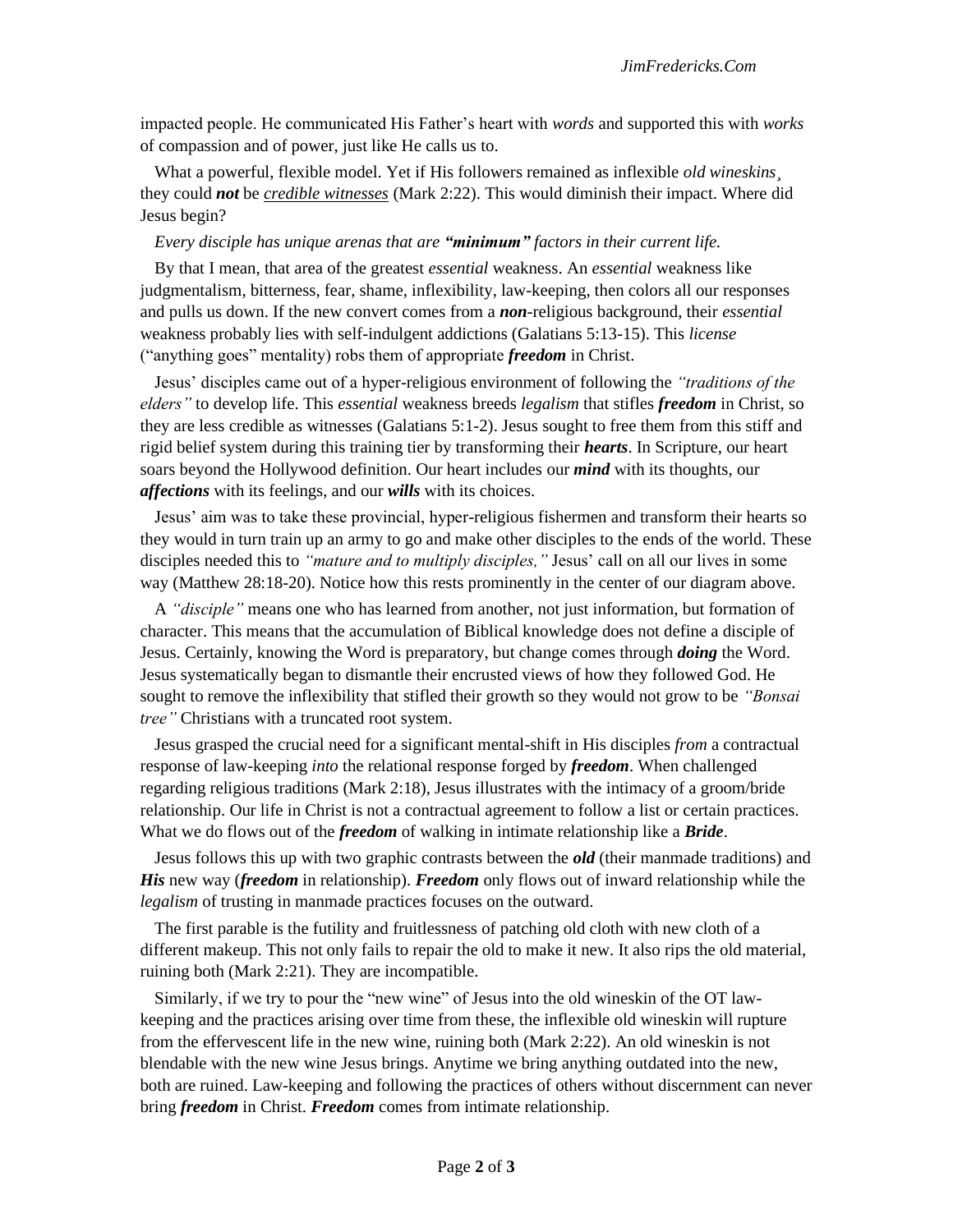impacted people. He communicated His Father's heart with *words* and supported this with *works* of compassion and of power, just like He calls us to.

What a powerful, flexible model. Yet if His followers remained as inflexible *old wineskins*¸ they could ***not*** be <u>*credible witnesses*</u> (Mark 2:22). This would diminish their impact. Where did Jesus begin?

*Every disciple has unique arenas that are **"minimum"** factors in their current life.*

By that I mean, that area of the greatest *essential* weakness. An *essential* weakness like judgmentalism, bitterness, fear, shame, inflexibility, law-keeping, then colors all our responses and pulls us down. If the new convert comes from a ***non***-religious background, their *essential* weakness probably lies with self-indulgent addictions (Galatians 5:13-15). This *license* ("anything goes" mentality) robs them of appropriate ***freedom*** in Christ.

Jesus' disciples came out of a hyper-religious environment of following the *"traditions of the elders"* to develop life. This *essential* weakness breeds *legalism* that stifles ***freedom*** in Christ, so they are less credible as witnesses (Galatians 5:1-2). Jesus sought to free them from this stiff and rigid belief system during this training tier by transforming their ***hearts***. In Scripture, our heart soars beyond the Hollywood definition. Our heart includes our ***mind*** with its thoughts, our ***affections*** with its feelings, and our ***wills*** with its choices.

Jesus' aim was to take these provincial, hyper-religious fishermen and transform their hearts so they would in turn train up an army to go and make other disciples to the ends of the world. These disciples needed this to *"mature and to multiply disciples,"* Jesus' call on all our lives in some way (Matthew 28:18-20). Notice how this rests prominently in the center of our diagram above.

A *"disciple"* means one who has learned from another, not just information, but formation of character. This means that the accumulation of Biblical knowledge does not define a disciple of Jesus. Certainly, knowing the Word is preparatory, but change comes through ***doing*** the Word. Jesus systematically began to dismantle their encrusted views of how they followed God. He sought to remove the inflexibility that stifled their growth so they would not grow to be *"Bonsai tree"* Christians with a truncated root system.

Jesus grasped the crucial need for a significant mental-shift in His disciples *from* a contractual response of law-keeping *into* the relational response forged by ***freedom***. When challenged regarding religious traditions (Mark 2:18), Jesus illustrates with the intimacy of a groom/bride relationship. Our life in Christ is not a contractual agreement to follow a list or certain practices. What we do flows out of the ***freedom*** of walking in intimate relationship like a ***Bride***.

Jesus follows this up with two graphic contrasts between the ***old*** (their manmade traditions) and ***His*** new way (***freedom*** in relationship). ***Freedom*** only flows out of inward relationship while the *legalism* of trusting in manmade practices focuses on the outward.

The first parable is the futility and fruitlessness of patching old cloth with new cloth of a different makeup. This not only fails to repair the old to make it new. It also rips the old material, ruining both (Mark 2:21). They are incompatible.

Similarly, if we try to pour the "new wine" of Jesus into the old wineskin of the OT law-keeping and the practices arising over time from these, the inflexible old wineskin will rupture from the effervescent life in the new wine, ruining both (Mark 2:22). An old wineskin is not blendable with the new wine Jesus brings. Anytime we bring anything outdated into the new, both are ruined. Law-keeping and following the practices of others without discernment can never bring ***freedom*** in Christ. ***Freedom*** comes from intimate relationship.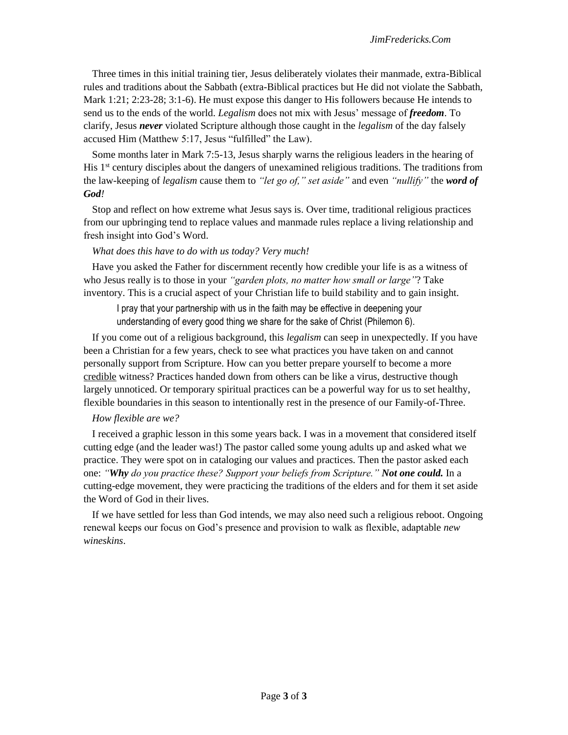Three times in this initial training tier, Jesus deliberately violates their manmade, extra-Biblical rules and traditions about the Sabbath (extra-Biblical practices but He did not violate the Sabbath, Mark 1:21; 2:23-28; 3:1-6). He must expose this danger to His followers because He intends to send us to the ends of the world. *Legalism* does not mix with Jesus' message of ***freedom***. To clarify, Jesus ***never*** violated Scripture although those caught in the *legalism* of the day falsely accused Him (Matthew 5:17, Jesus "fulfilled" the Law).

Some months later in Mark 7:5-13, Jesus sharply warns the religious leaders in the hearing of His 1st century disciples about the dangers of unexamined religious traditions. The traditions from the law-keeping of *legalism* cause them to *"let go of," set aside"* and even *"nullify"* the ***word of God!***

Stop and reflect on how extreme what Jesus says is. Over time, traditional religious practices from our upbringing tend to replace values and manmade rules replace a living relationship and fresh insight into God's Word.

*What does this have to do with us today? Very much!*

Have you asked the Father for discernment recently how credible your life is as a witness of who Jesus really is to those in your *"garden plots, no matter how small or large"*? Take inventory. This is a crucial aspect of your Christian life to build stability and to gain insight.

> I pray that your partnership with us in the faith may be effective in deepening your understanding of every good thing we share for the sake of Christ (Philemon 6).

If you come out of a religious background, this *legalism* can seep in unexpectedly. If you have been a Christian for a few years, check to see what practices you have taken on and cannot personally support from Scripture. How can you better prepare yourself to become a more <u>credible</u> witness? Practices handed down from others can be like a virus, destructive though largely unnoticed. Or temporary spiritual practices can be a powerful way for us to set healthy, flexible boundaries in this season to intentionally rest in the presence of our Family-of-Three.

*How flexible are we?*

I received a graphic lesson in this some years back. I was in a movement that considered itself cutting edge (and the leader was!) The pastor called some young adults up and asked what we practice. They were spot on in cataloging our values and practices. Then the pastor asked each one: *"**Why** do you practice these? Support your beliefs from Scripture."* ***Not one could.*** In a cutting-edge movement, they were practicing the traditions of the elders and for them it set aside the Word of God in their lives.

If we have settled for less than God intends, we may also need such a religious reboot. Ongoing renewal keeps our focus on God's presence and provision to walk as flexible, adaptable *new wineskins*.